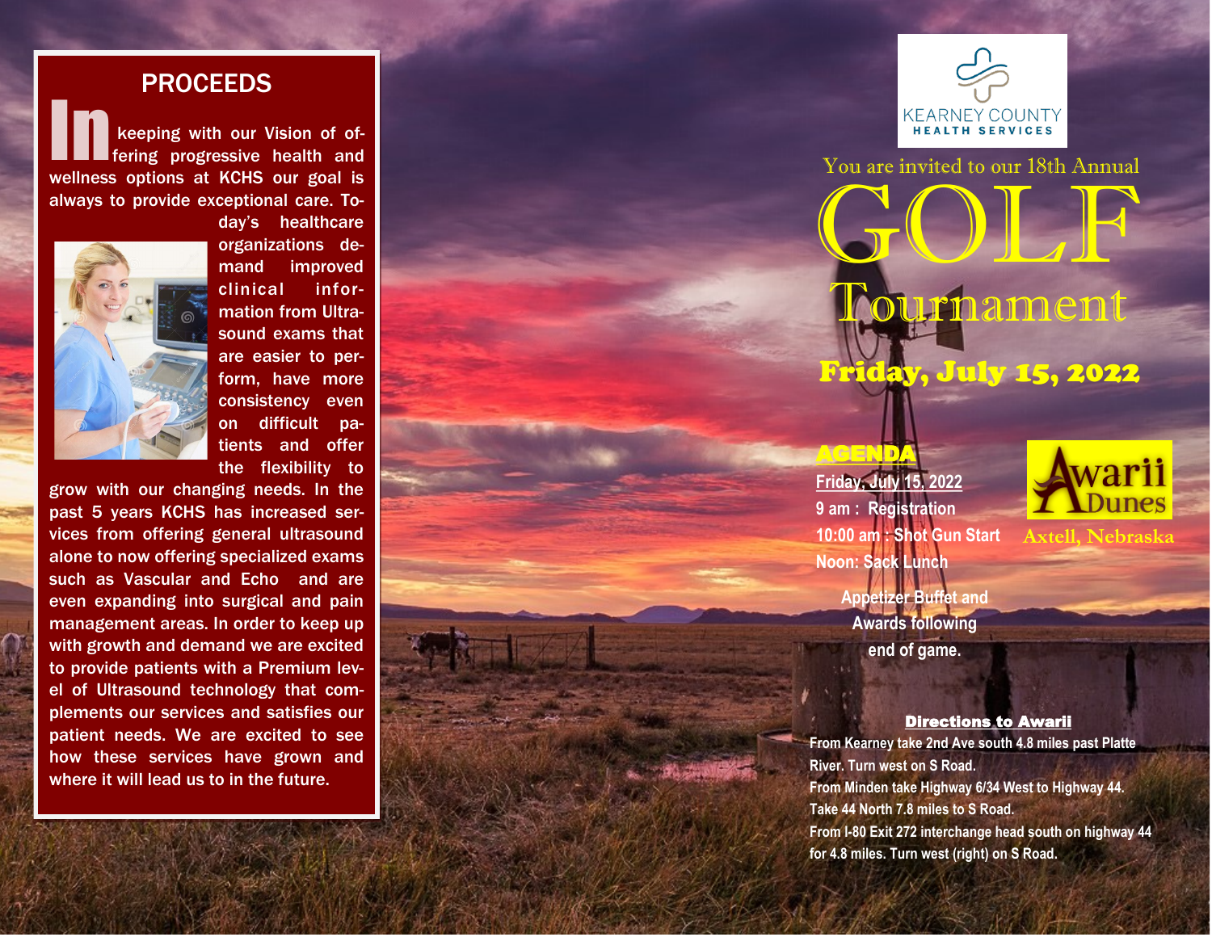## PROCEEDS

In keeping with our Vision of offering progressive health and wellness options at KCHS our goal is always to provide exceptional care. Today's healthcare organizations demand improved clinical information from Ultrasound exams that are easier to perform, have more consistency even on difficult patients and offer the flexibility to grow with our changing needs. In the past 5 years KCHS has increased services from offering general ultrasound alone to now offering specialized exams such as Vascular and Echo and are even expanding into surgical and pain management areas. In order to keep up with growth and demand we are excited to provide patients with a Premium level of Ultrasound technology that complements our services and satisfies our patient needs. We are excited to see how these services have grown and where it will lead us to in the future.

KEARNEY COUNTY
HEALTH SERVICES

You are invited to our 18th Annual

# GOLF Tournament

## Friday, July 15, 2022

### AGENDA

**Friday, July 15, 2022**

**9 am : Registration**

**10:00 am : Shot Gun Start**

**Noon: Sack Lunch**

**Appetizer Buffet and Awards following end of game.**

Awarii Dunes

Axtell, Nebraska

### Directions to Awarii

**From Kearney take 2nd Ave south 4.8 miles past Platte River. Turn west on S Road.**

**From Minden take Highway 6/34 West to Highway 44. Take 44 North 7.8 miles to S Road.**

**From I-80 Exit 272 interchange head south on highway 44 for 4.8 miles. Turn west (right) on S Road.**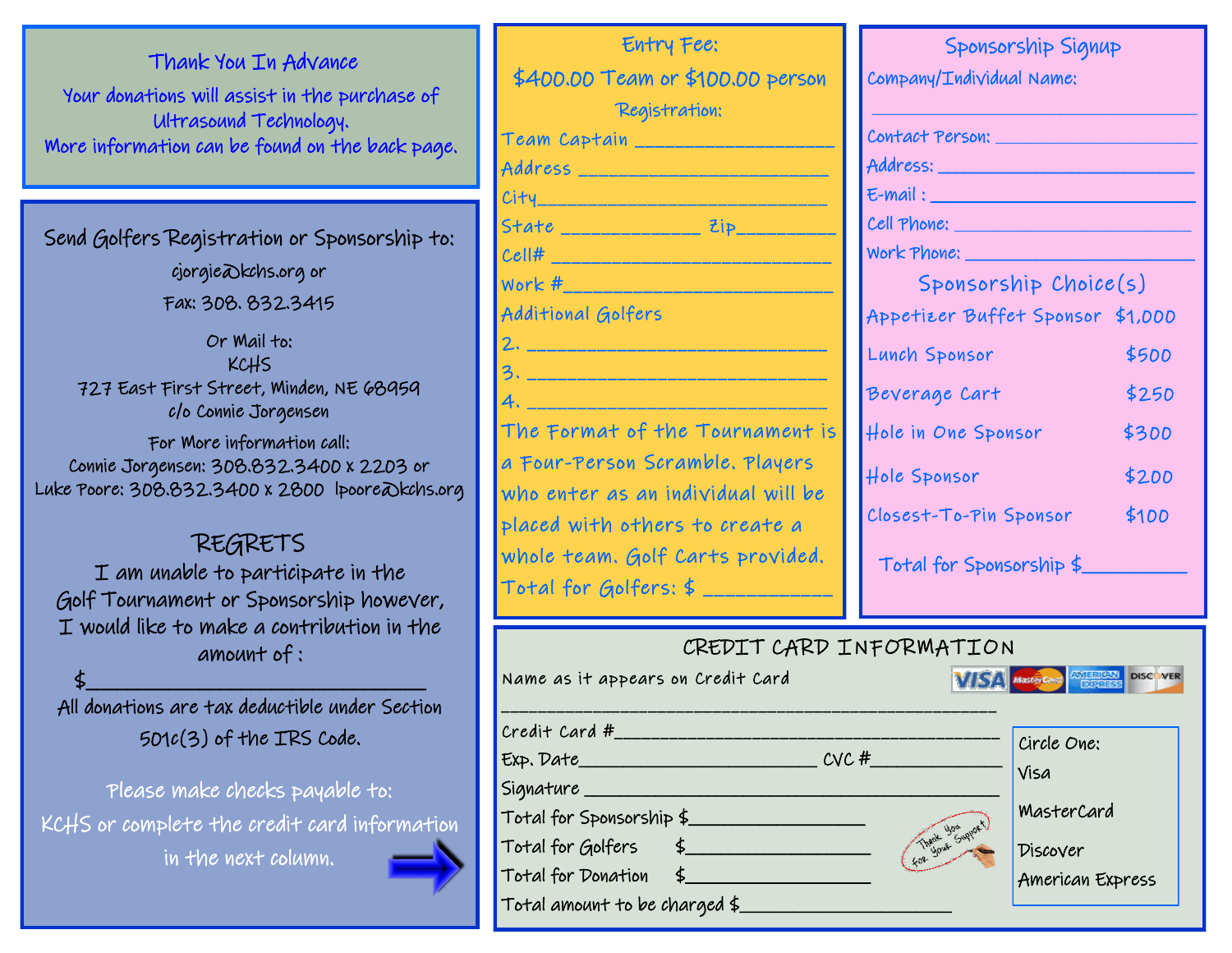## Thank You In Advance

Your donations will assist in the purchase of Ultrasound Technology.
More information can be found on the back page.

Send Golfers Registration or Sponsorship to:

cjorgie@kchs.org or

Fax: 308. 832.3415

Or Mail to:
KCHS
727 East First Street, Minden, NE 68959
c/o Connie Jorgensen

For More information call:
Connie Jorgensen: 308.832.3400 x 2203 or
Luke Poore: 308.832.3400 x 2800 lpoore@kchs.org

## REGRETS

I am unable to participate in the Golf Tournament or Sponsorship however, I would like to make a contribution in the amount of :

$______________________________

All donations are tax deductible under Section 501c(3) of the IRS Code.

Please make checks payable to:
KCHS or complete the credit card information in the next column.

## Entry Fee:

$400.00 Team or $100.00 person

Registration:

Team Captain ____________________

Address ________________________

City____________________________

State _____________ Zip__________

Cell# ___________________________

Work #__________________________

Additional Golfers

2. ______________________________

3. ______________________________

4. ______________________________

The Format of the Tournament is a Four-Person Scramble. Players who enter as an individual will be placed with others to create a whole team. Golf Carts provided.

Total for Golfers: $ ___________

## Sponsorship Signup

Company/Individual Name:

________________________________

Contact Person: __________________

Address: _______________________

E-mail : ________________________

Cell Phone: _____________________

Work Phone: ____________________

### Sponsorship Choice(s)

| | |
|---|---|
| Appetizer Buffet Sponsor | $1,000 |
| Lunch Sponsor | $500 |
| Beverage Cart | $250 |
| Hole in One Sponsor | $300 |
| Hole Sponsor | $200 |
| Closest-To-Pin Sponsor | $100 |

Total for Sponsorship $__________

## CREDIT CARD INFORMATION

Name as it appears on Credit Card

________________________________________________

Credit Card #____________________________________

Exp. Date_______________________ CVC #__________

Signature _______________________________________

Total for Sponsorship $________________

Total for Golfers $________________

Total for Donation $________________

Total amount to be charged $____________________

Thank You For Your Support!

Circle One:
Visa
MasterCard
Discover
American Express